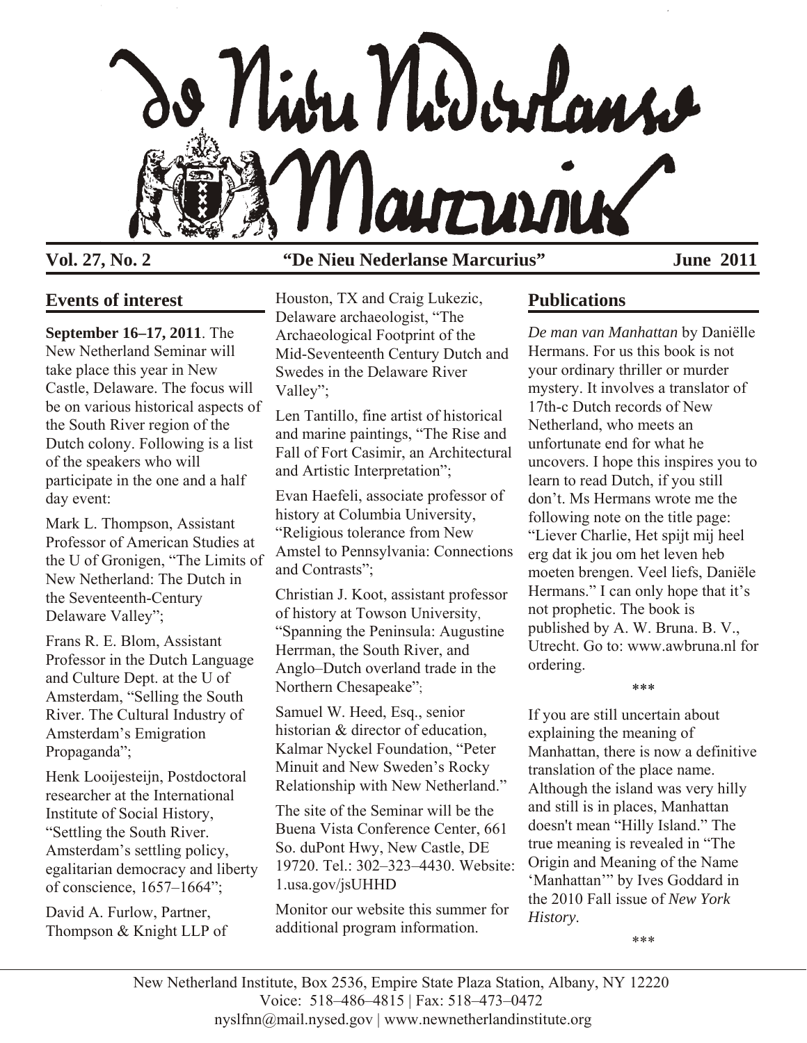# De Nieu Nederlanse Marcurius

**Vol. 27, No. 2** **"De Nieu Nederlanse Marcurius"** **June 2011**

## Events of interest

**September 16–17, 2011**. The New Netherland Seminar will take place this year in New Castle, Delaware. The focus will be on various historical aspects of the South River region of the Dutch colony. Following is a list of the speakers who will participate in the one and a half day event:

Mark L. Thompson, Assistant Professor of American Studies at the U of Gronigen, "The Limits of New Netherland: The Dutch in the Seventeenth-Century Delaware Valley";

Frans R. E. Blom, Assistant Professor in the Dutch Language and Culture Dept. at the U of Amsterdam, "Selling the South River. The Cultural Industry of Amsterdam's Emigration Propaganda";

Henk Looijesteijn, Postdoctoral researcher at the International Institute of Social History, "Settling the South River. Amsterdam's settling policy, egalitarian democracy and liberty of conscience, 1657–1664";

David A. Furlow, Partner, Thompson & Knight LLP of Houston, TX and Craig Lukezic, Delaware archaeologist, "The Archaeological Footprint of the Mid-Seventeenth Century Dutch and Swedes in the Delaware River Valley";

Len Tantillo, fine artist of historical and marine paintings, "The Rise and Fall of Fort Casimir, an Architectural and Artistic Interpretation";

Evan Haefeli, associate professor of history at Columbia University, "Religious tolerance from New Amstel to Pennsylvania: Connections and Contrasts";

Christian J. Koot, assistant professor of history at Towson University, "Spanning the Peninsula: Augustine Herrman, the South River, and Anglo–Dutch overland trade in the Northern Chesapeake";

Samuel W. Heed, Esq., senior historian & director of education, Kalmar Nyckel Foundation, "Peter Minuit and New Sweden's Rocky Relationship with New Netherland."

The site of the Seminar will be the Buena Vista Conference Center, 661 So. duPont Hwy, New Castle, DE 19720. Tel.: 302–323–4430. Website: 1.usa.gov/jsUHHD

Monitor our website this summer for additional program information.

## Publications

*De man van Manhattan* by Daniëlle Hermans. For us this book is not your ordinary thriller or murder mystery. It involves a translator of 17th-c Dutch records of New Netherland, who meets an unfortunate end for what he uncovers. I hope this inspires you to learn to read Dutch, if you still don't. Ms Hermans wrote me the following note on the title page: "Liever Charlie, Het spijt mij heel erg dat ik jou om het leven heb moeten brengen. Veel liefs, Daniële Hermans." I can only hope that it's not prophetic. The book is published by A. W. Bruna. B. V., Utrecht. Go to: www.awbruna.nl for ordering.

\*\*\*

If you are still uncertain about explaining the meaning of Manhattan, there is now a definitive translation of the place name. Although the island was very hilly and still is in places, Manhattan doesn't mean "Hilly Island." The true meaning is revealed in "The Origin and Meaning of the Name 'Manhattan'" by Ives Goddard in the 2010 Fall issue of *New York History*.

\*\*\*

New Netherland Institute, Box 2536, Empire State Plaza Station, Albany, NY 12220
Voice: 518–486–4815 | Fax: 518–473–0472
nyslfnn@mail.nysed.gov | www.newnetherlandinstitute.org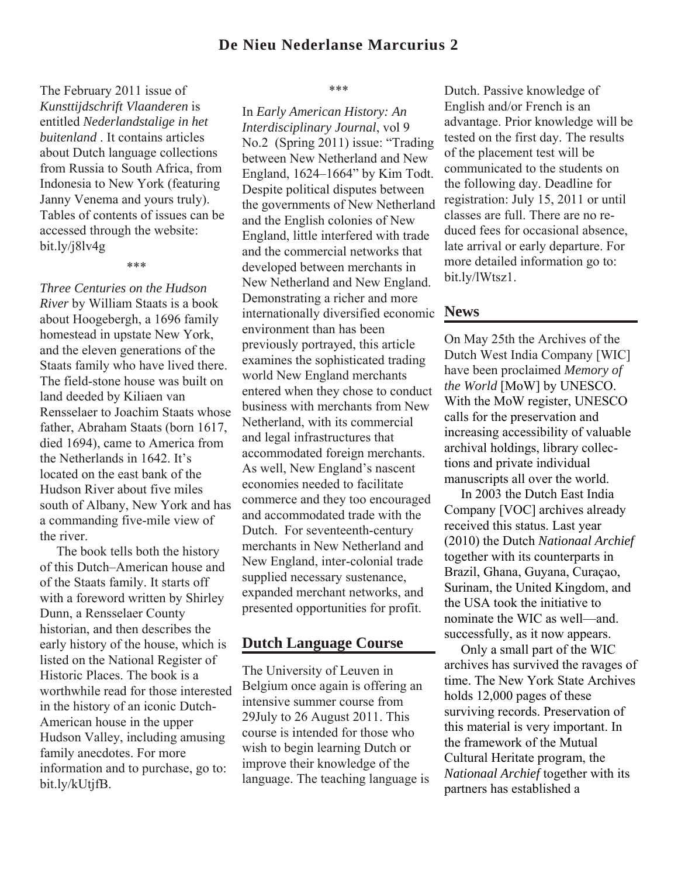The February 2011 issue of *Kunsttijdschrift Vlaanderen* is entitled *Nederlandstalige in het buitenland* . It contains articles about Dutch language collections from Russia to South Africa, from Indonesia to New York (featuring Janny Venema and yours truly). Tables of contents of issues can be accessed through the website: bit.ly/j8lv4g

\*\*\*

*Three Centuries on the Hudson River* by William Staats is a book about Hoogebergh, a 1696 family homestead in upstate New York, and the eleven generations of the Staats family who have lived there. The field-stone house was built on land deeded by Kiliaen van Rensselaer to Joachim Staats whose father, Abraham Staats (born 1617, died 1694), came to America from the Netherlands in 1642. It's located on the east bank of the Hudson River about five miles south of Albany, New York and has a commanding five-mile view of the river.

The book tells both the history of this Dutch–American house and of the Staats family. It starts off with a foreword written by Shirley Dunn, a Rensselaer County historian, and then describes the early history of the house, which is listed on the National Register of Historic Places. The book is a worthwhile read for those interested in the history of an iconic Dutch-American house in the upper Hudson Valley, including amusing family anecdotes. For more information and to purchase, go to: bit.ly/kUtjfB.

\*\*\*

In *Early American History: An Interdisciplinary Journal*, vol 9 No.2 (Spring 2011) issue: "Trading between New Netherland and New England, 1624–1664" by Kim Todt. Despite political disputes between the governments of New Netherland and the English colonies of New England, little interfered with trade and the commercial networks that developed between merchants in New Netherland and New England. Demonstrating a richer and more internationally diversified economic environment than has been previously portrayed, this article examines the sophisticated trading world New England merchants entered when they chose to conduct business with merchants from New Netherland, with its commercial and legal infrastructures that accommodated foreign merchants. As well, New England's nascent economies needed to facilitate commerce and they too encouraged and accommodated trade with the Dutch. For seventeenth-century merchants in New Netherland and New England, inter-colonial trade supplied necessary sustenance, expanded merchant networks, and presented opportunities for profit.

## Dutch Language Course

The University of Leuven in Belgium once again is offering an intensive summer course from 29July to 26 August 2011. This course is intended for those who wish to begin learning Dutch or improve their knowledge of the language. The teaching language is Dutch. Passive knowledge of English and/or French is an advantage. Prior knowledge will be tested on the first day. The results of the placement test will be communicated to the students on the following day. Deadline for registration: July 15, 2011 or until classes are full. There are no reduced fees for occasional absence, late arrival or early departure. For more detailed information go to: bit.ly/lWtsz1.

## News

On May 25th the Archives of the Dutch West India Company [WIC] have been proclaimed *Memory of the World* [MoW] by UNESCO. With the MoW register, UNESCO calls for the preservation and increasing accessibility of valuable archival holdings, library collections and private individual manuscripts all over the world.

In 2003 the Dutch East India Company [VOC] archives already received this status. Last year (2010) the Dutch *Nationaal Archief* together with its counterparts in Brazil, Ghana, Guyana, Curaçao, Surinam, the United Kingdom, and the USA took the initiative to nominate the WIC as well—and. successfully, as it now appears.

Only a small part of the WIC archives has survived the ravages of time. The New York State Archives holds 12,000 pages of these surviving records. Preservation of this material is very important. In the framework of the Mutual Cultural Heritate program, the *Nationaal Archief* together with its partners has established a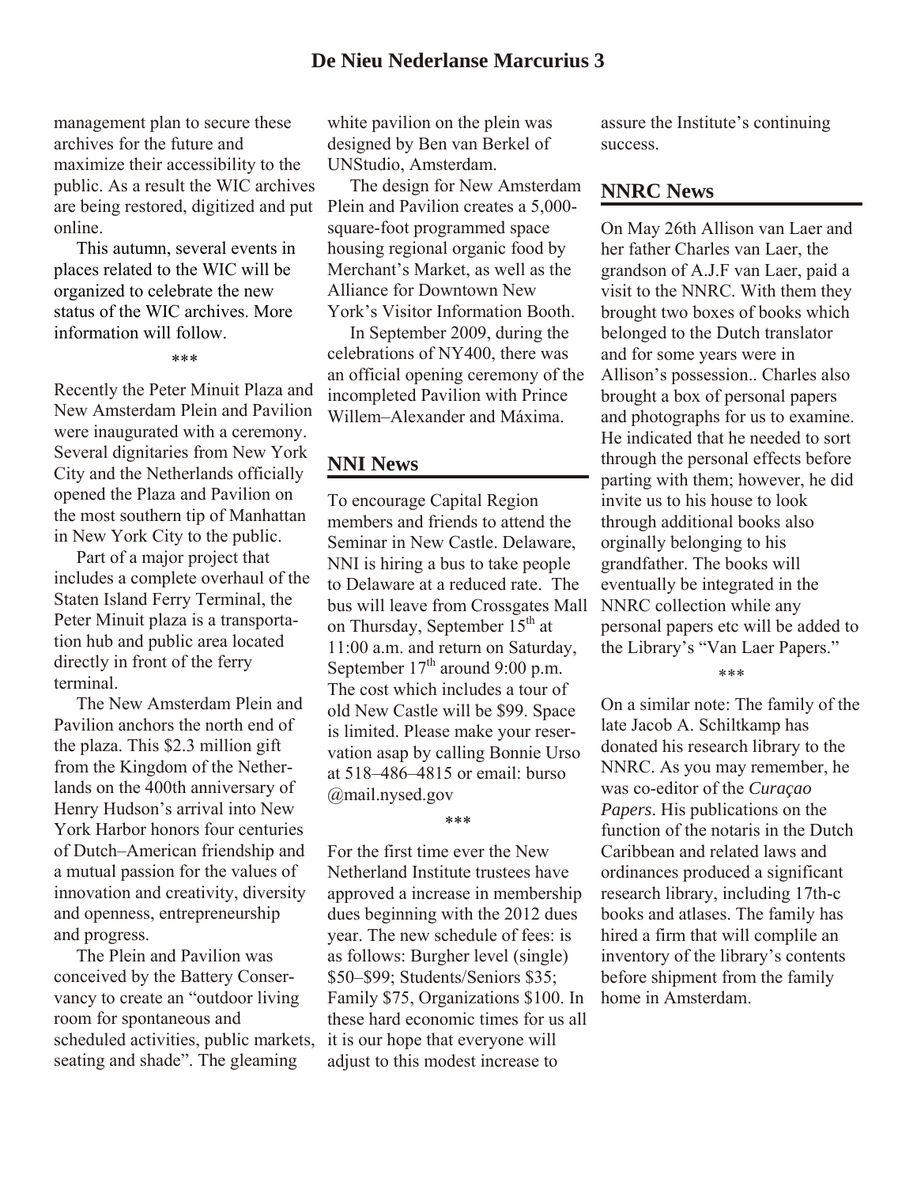management plan to secure these archives for the future and maximize their accessibility to the public. As a result the WIC archives are being restored, digitized and put online.

This autumn, several events in places related to the WIC will be organized to celebrate the new status of the WIC archives. More information will follow.

\*\*\*

Recently the Peter Minuit Plaza and New Amsterdam Plein and Pavilion were inaugurated with a ceremony. Several dignitaries from New York City and the Netherlands officially opened the Plaza and Pavilion on the most southern tip of Manhattan in New York City to the public.

Part of a major project that includes a complete overhaul of the Staten Island Ferry Terminal, the Peter Minuit plaza is a transportation hub and public area located directly in front of the ferry terminal.

The New Amsterdam Plein and Pavilion anchors the north end of the plaza. This $2.3 million gift from the Kingdom of the Netherlands on the 400th anniversary of Henry Hudson's arrival into New York Harbor honors four centuries of Dutch–American friendship and a mutual passion for the values of innovation and creativity, diversity and openness, entrepreneurship and progress.

The Plein and Pavilion was conceived by the Battery Conservancy to create an "outdoor living room for spontaneous and scheduled activities, public markets, seating and shade". The gleaming white pavilion on the plein was designed by Ben van Berkel of UNStudio, Amsterdam.

The design for New Amsterdam Plein and Pavilion creates a 5,000-square-foot programmed space housing regional organic food by Merchant's Market, as well as the Alliance for Downtown New York's Visitor Information Booth.

In September 2009, during the celebrations of NY400, there was an official opening ceremony of the incompleted Pavilion with Prince Willem–Alexander and Máxima.

## NNI News

To encourage Capital Region members and friends to attend the Seminar in New Castle. Delaware, NNI is hiring a bus to take people to Delaware at a reduced rate. The bus will leave from Crossgates Mall on Thursday, September 15th at 11:00 a.m. and return on Saturday, September 17th around 9:00 p.m. The cost which includes a tour of old New Castle will be $99. Space is limited. Please make your reservation asap by calling Bonnie Urso at 518–486–4815 or email: burso @mail.nysed.gov

\*\*\*

For the first time ever the New Netherland Institute trustees have approved a increase in membership dues beginning with the 2012 dues year. The new schedule of fees: is as follows: Burgher level (single) $50–$99; Students/Seniors $35; Family $75, Organizations $100. In these hard economic times for us all it is our hope that everyone will adjust to this modest increase to assure the Institute's continuing success.

## NNRC News

On May 26th Allison van Laer and her father Charles van Laer, the grandson of A.J.F van Laer, paid a visit to the NNRC. With them they brought two boxes of books which belonged to the Dutch translator and for some years were in Allison's possession.. Charles also brought a box of personal papers and photographs for us to examine. He indicated that he needed to sort through the personal effects before parting with them; however, he did invite us to his house to look through additional books also orginally belonging to his grandfather. The books will eventually be integrated in the NNRC collection while any personal papers etc will be added to the Library's "Van Laer Papers."

\*\*\*

On a similar note: The family of the late Jacob A. Schiltkamp has donated his research library to the NNRC. As you may remember, he was co-editor of the *Curaçao Papers*. His publications on the function of the notaris in the Dutch Caribbean and related laws and ordinances produced a significant research library, including 17th-c books and atlases. The family has hired a firm that will complile an inventory of the library's contents before shipment from the family home in Amsterdam.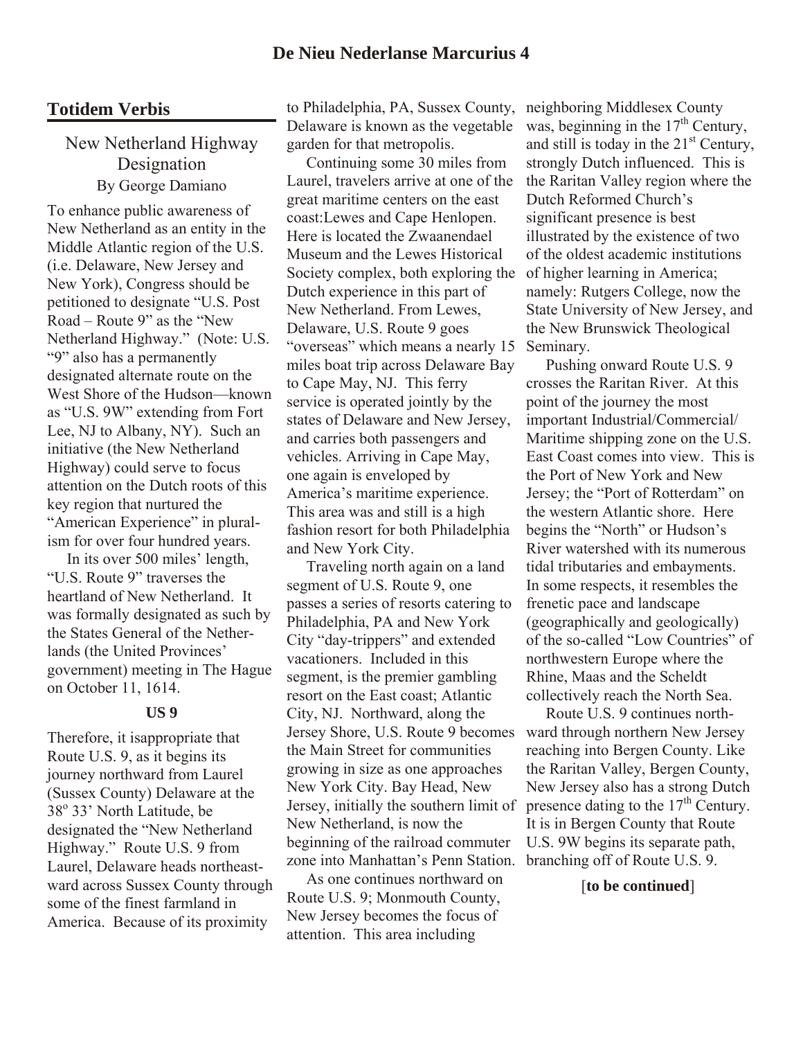## Totidem Verbis

### New Netherland Highway Designation

By George Damiano

To enhance public awareness of New Netherland as an entity in the Middle Atlantic region of the U.S. (i.e. Delaware, New Jersey and New York), Congress should be petitioned to designate "U.S. Post Road – Route 9" as the "New Netherland Highway." (Note: U.S. "9" also has a permanently designated alternate route on the West Shore of the Hudson—known as "U.S. 9W" extending from Fort Lee, NJ to Albany, NY). Such an initiative (the New Netherland Highway) could serve to focus attention on the Dutch roots of this key region that nurtured the "American Experience" in pluralism for over four hundred years.

In its over 500 miles' length, "U.S. Route 9" traverses the heartland of New Netherland. It was formally designated as such by the States General of the Netherlands (the United Provinces' government) meeting in The Hague on October 11, 1614.

**US 9**

Therefore, it isappropriate that Route U.S. 9, as it begins its journey northward from Laurel (Sussex County) Delaware at the 38º 33' North Latitude, be designated the "New Netherland Highway." Route U.S. 9 from Laurel, Delaware heads northeastward across Sussex County through some of the finest farmland in America. Because of its proximity to Philadelphia, PA, Sussex County, Delaware is known as the vegetable garden for that metropolis.

Continuing some 30 miles from Laurel, travelers arrive at one of the great maritime centers on the east coast:Lewes and Cape Henlopen. Here is located the Zwaanendael Museum and the Lewes Historical Society complex, both exploring the Dutch experience in this part of New Netherland. From Lewes, Delaware, U.S. Route 9 goes "overseas" which means a nearly 15 miles boat trip across Delaware Bay to Cape May, NJ. This ferry service is operated jointly by the states of Delaware and New Jersey, and carries both passengers and vehicles. Arriving in Cape May, one again is enveloped by America's maritime experience. This area was and still is a high fashion resort for both Philadelphia and New York City.

Traveling north again on a land segment of U.S. Route 9, one passes a series of resorts catering to Philadelphia, PA and New York City "day-trippers" and extended vacationers. Included in this segment, is the premier gambling resort on the East coast; Atlantic City, NJ. Northward, along the Jersey Shore, U.S. Route 9 becomes the Main Street for communities growing in size as one approaches New York City. Bay Head, New Jersey, initially the southern limit of New Netherland, is now the beginning of the railroad commuter zone into Manhattan's Penn Station.

As one continues northward on Route U.S. 9; Monmouth County, New Jersey becomes the focus of attention. This area including neighboring Middlesex County was, beginning in the 17th Century, and still is today in the 21st Century, strongly Dutch influenced. This is the Raritan Valley region where the Dutch Reformed Church's significant presence is best illustrated by the existence of two of the oldest academic institutions of higher learning in America; namely: Rutgers College, now the State University of New Jersey, and the New Brunswick Theological Seminary.

Pushing onward Route U.S. 9 crosses the Raritan River. At this point of the journey the most important Industrial/Commercial/ Maritime shipping zone on the U.S. East Coast comes into view. This is the Port of New York and New Jersey; the "Port of Rotterdam" on the western Atlantic shore. Here begins the "North" or Hudson's River watershed with its numerous tidal tributaries and embayments. In some respects, it resembles the frenetic pace and landscape (geographically and geologically) of the so-called "Low Countries" of northwestern Europe where the Rhine, Maas and the Scheldt collectively reach the North Sea.

Route U.S. 9 continues northward through northern New Jersey reaching into Bergen County. Like the Raritan Valley, Bergen County, New Jersey also has a strong Dutch presence dating to the 17th Century. It is in Bergen County that Route U.S. 9W begins its separate path, branching off of Route U.S. 9.

[**to be continued**]